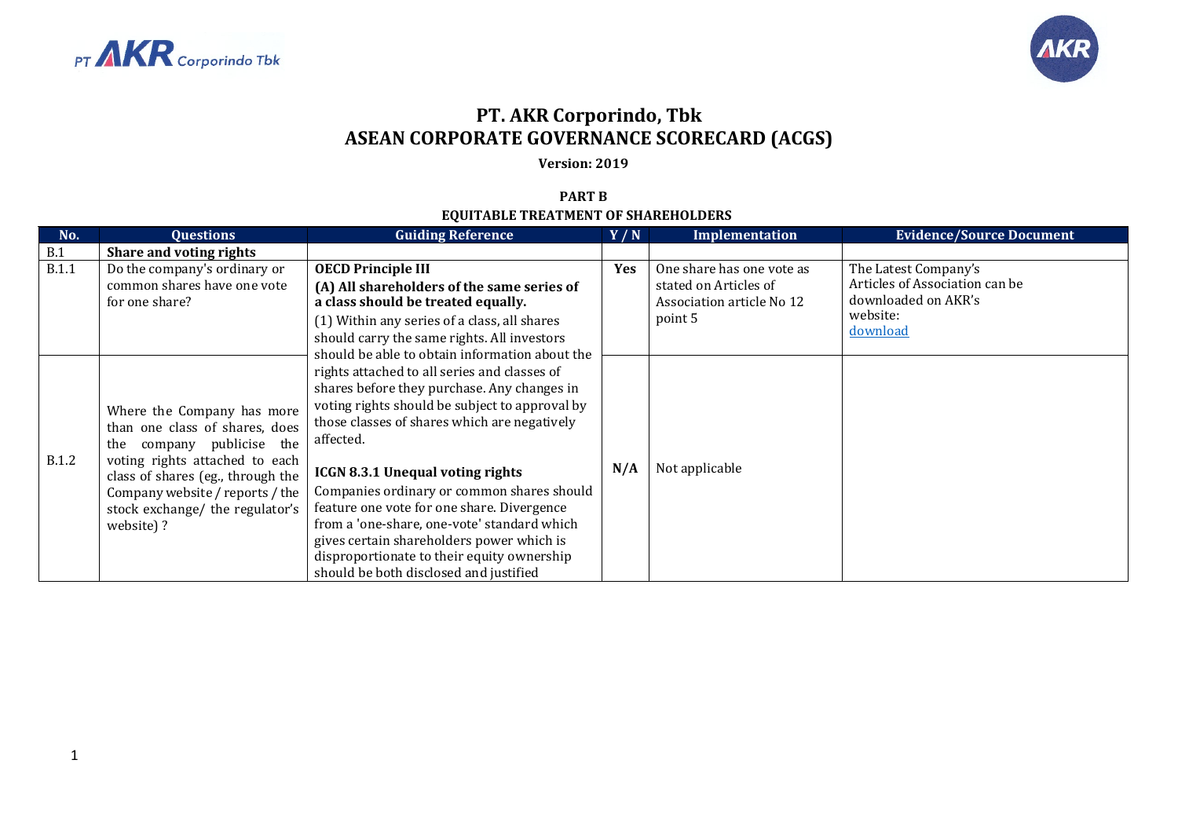# PT. AKR Corporindo, Tbk
# ASEAN CORPORATE GOVERNANCE SCORECARD (ACGS)

**Version: 2019**

**PART B**

**EQUITABLE TREATMENT OF SHAREHOLDERS**

| No. | Questions | Guiding Reference | Y / N | Implementation | Evidence/Source Document |
|---|---|---|---|---|---|
| B.1 | **Share and voting rights** | | | | |
| B.1.1 | Do the company's ordinary or common shares have one vote for one share? | **OECD Principle III** **(A) All shareholders of the same series of a class should be treated equally.** (1) Within any series of a class, all shares should carry the same rights. All investors should be able to obtain information about the rights attached to all series and classes of shares before they purchase. Any changes in voting rights should be subject to approval by those classes of shares which are negatively affected. **ICGN 8.3.1 Unequal voting rights** Companies ordinary or common shares should feature one vote for one share. Divergence from a 'one-share, one-vote' standard which gives certain shareholders power which is disproportionate to their equity ownership should be both disclosed and justified | **Yes** | One share has one vote as stated on Articles of Association article No 12 point 5 | The Latest Company's Articles of Association can be downloaded on AKR's website: download |
| B.1.2 | Where the Company has more than one class of shares, does the company publicise the voting rights attached to each class of shares (eg., through the Company website / reports / the stock exchange/ the regulator's website) ? | | **N/A** | Not applicable | |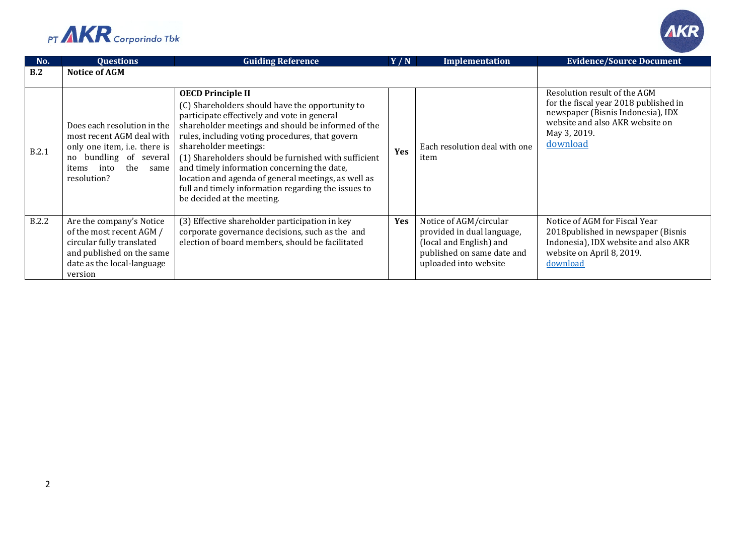| No. | Questions | Guiding Reference | Y / N | Implementation | Evidence/Source Document |
|---|---|---|---|---|---|
| **B.2** | **Notice of AGM** | | | | |
| B.2.1 | Does each resolution in the most recent AGM deal with only one item, i.e. there is no bundling of several items into the same resolution? | **OECD Principle II**<br>(C) Shareholders should have the opportunity to participate effectively and vote in general shareholder meetings and should be informed of the rules, including voting procedures, that govern shareholder meetings:<br>(1) Shareholders should be furnished with sufficient and timely information concerning the date, location and agenda of general meetings, as well as full and timely information regarding the issues to be decided at the meeting. | **Yes** | Each resolution deal with one item | Resolution result of the AGM for the fiscal year 2018 published in newspaper (Bisnis Indonesia), IDX website and also AKR website on May 3, 2019.<br>download |
| B.2.2 | Are the company's Notice of the most recent AGM / circular fully translated and published on the same date as the local-language version | (3) Effective shareholder participation in key corporate governance decisions, such as the and election of board members, should be facilitated | **Yes** | Notice of AGM/circular provided in dual language, (local and English) and published on same date and uploaded into website | Notice of AGM for Fiscal Year 2018published in newspaper (Bisnis Indonesia), IDX website and also AKR website on April 8, 2019.<br>download |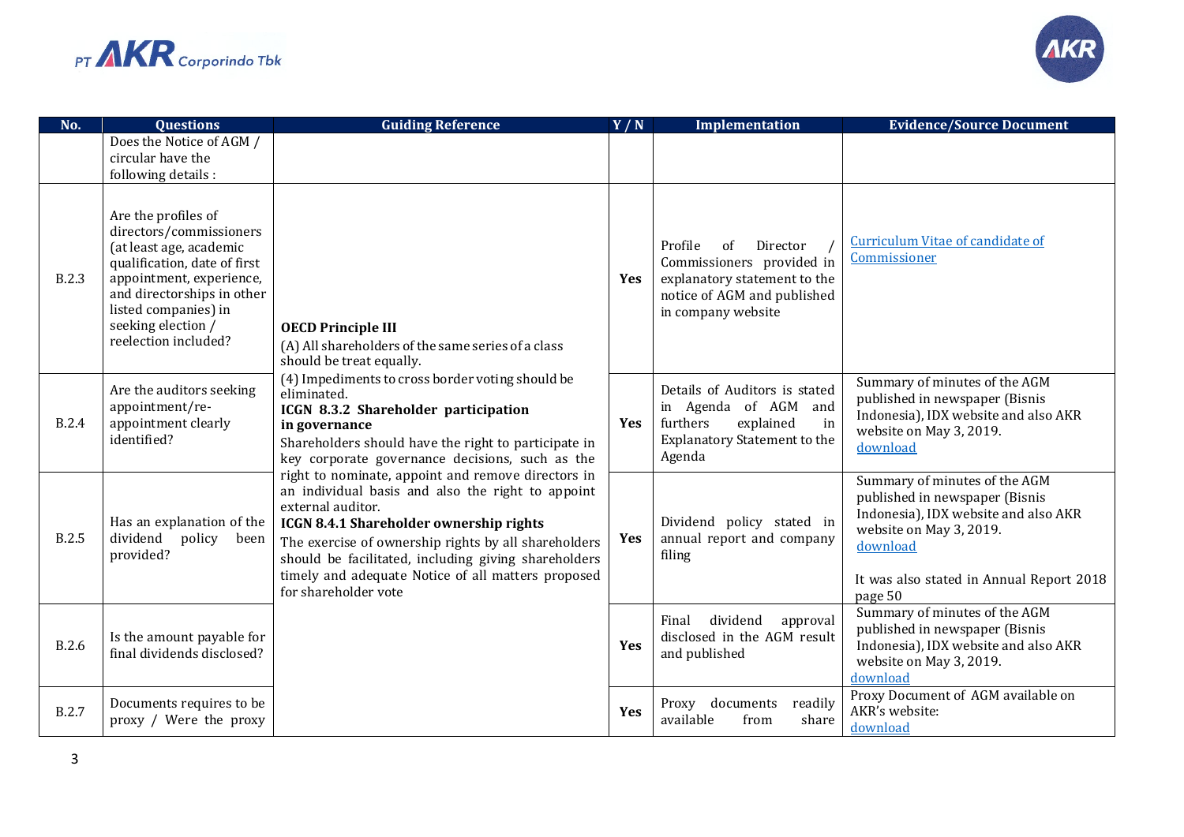| No. | Questions | Guiding Reference | Y / N | Implementation | Evidence/Source Document |
|---|---|---|---|---|---|
| | Does the Notice of AGM / circular have the following details : | | | | |
| B.2.3 | Are the profiles of directors/commissioners (at least age, academic qualification, date of first appointment, experience, and directorships in other listed companies) in seeking election / reelection included? | **OECD Principle III** (A) All shareholders of the same series of a class should be treat equally. (4) Impediments to cross border voting should be eliminated. **ICGN 8.3.2 Shareholder participation in governance** Shareholders should have the right to participate in key corporate governance decisions, such as the right to nominate, appoint and remove directors in an individual basis and also the right to appoint external auditor. **ICGN 8.4.1 Shareholder ownership rights** The exercise of ownership rights by all shareholders should be facilitated, including giving shareholders timely and adequate Notice of all matters proposed for shareholder vote | **Yes** | Profile of Director / Commissioners provided in explanatory statement to the notice of AGM and published in company website | Curriculum Vitae of candidate of Commissioner |
| B.2.4 | Are the auditors seeking appointment/re-appointment clearly identified? | | **Yes** | Details of Auditors is stated in Agenda of AGM and furthers explained in Explanatory Statement to the Agenda | Summary of minutes of the AGM published in newspaper (Bisnis Indonesia), IDX website and also AKR website on May 3, 2019. download |
| B.2.5 | Has an explanation of the dividend policy been provided? | | **Yes** | Dividend policy stated in annual report and company filing | Summary of minutes of the AGM published in newspaper (Bisnis Indonesia), IDX website and also AKR website on May 3, 2019. download<br><br>It was also stated in Annual Report 2018 page 50 |
| B.2.6 | Is the amount payable for final dividends disclosed? | | **Yes** | Final dividend approval disclosed in the AGM result and published | Summary of minutes of the AGM published in newspaper (Bisnis Indonesia), IDX website and also AKR website on May 3, 2019. download |
| B.2.7 | Documents requires to be proxy / Were the proxy | | **Yes** | Proxy documents readily available from share | Proxy Document of AGM available on AKR's website: download |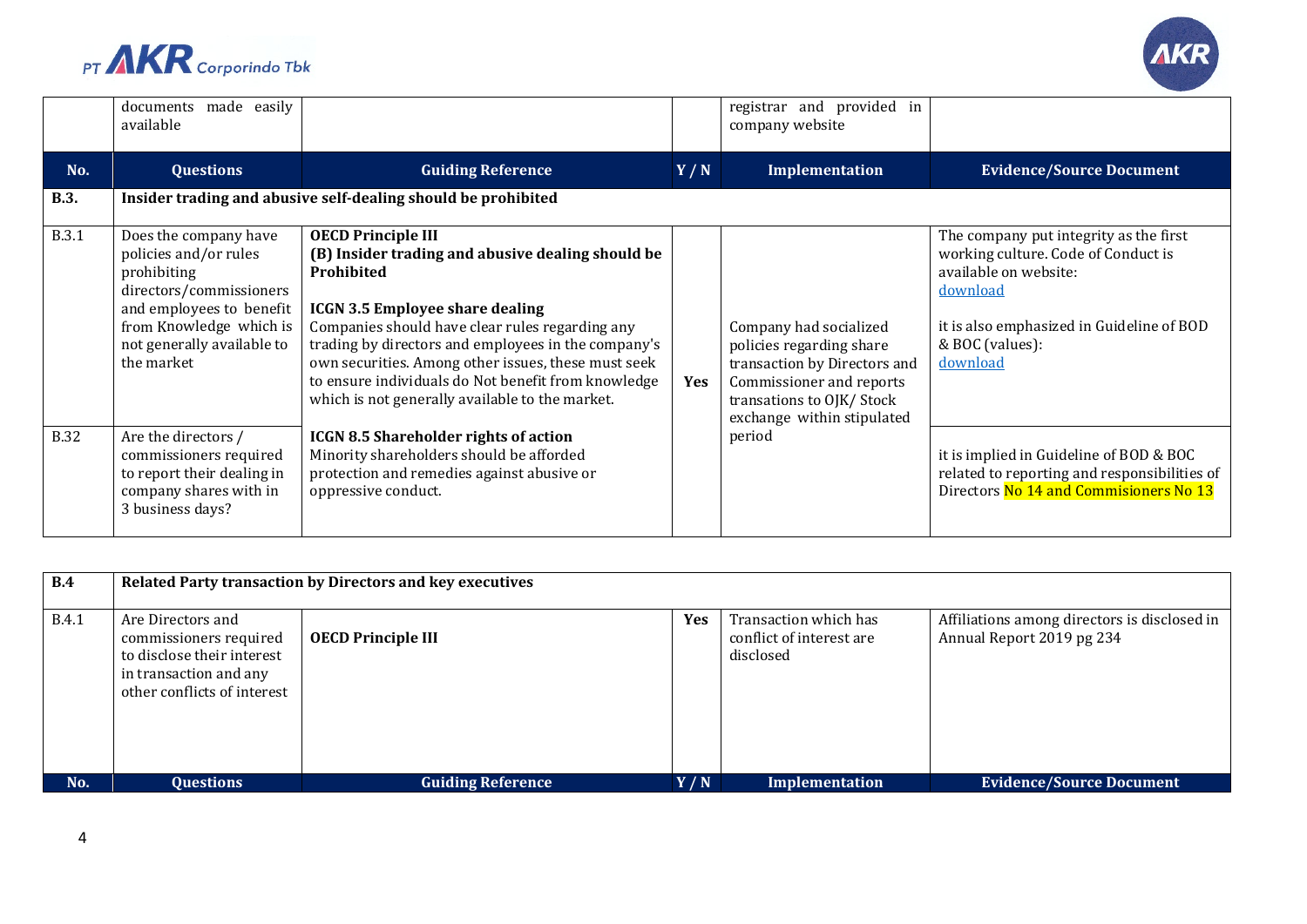| | documents made easily available | | | registrar and provided in company website | |
|---|---|---|---|---|---|

| No. | Questions | Guiding Reference | Y / N | Implementation | Evidence/Source Document |
|---|---|---|---|---|---|
| **B.3.** | **Insider trading and abusive self-dealing should be prohibited** | | | | |
| B.3.1 | Does the company have policies and/or rules prohibiting directors/commissioners and employees to benefit from Knowledge which is not generally available to the market | **OECD Principle III** **(B) Insider trading and abusive dealing should be Prohibited** **ICGN 3.5 Employee share dealing** Companies should have clear rules regarding any trading by directors and employees in the company's own securities. Among other issues, these must seek to ensure individuals do Not benefit from knowledge which is not generally available to the market. | **Yes** | Company had socialized policies regarding share transaction by Directors and Commissioner and reports transations to OJK/ Stock exchange within stipulated period | The company put integrity as the first working culture. Code of Conduct is available on website: download it is also emphasized in Guideline of BOD & BOC (values): download |
| B.32 | Are the directors / commissioners required to report their dealing in company shares with in 3 business days? | **ICGN 8.5 Shareholder rights of action** Minority shareholders should be afforded protection and remedies against abusive or oppressive conduct. | | | it is implied in Guideline of BOD & BOC related to reporting and responsibilities of Directors No 14 and Commisioners No 13 |

| No. | Questions | Guiding Reference | Y / N | Implementation | Evidence/Source Document |
|---|---|---|---|---|---|
| **B.4** | **Related Party transaction by Directors and key executives** | | | | |
| B.4.1 | Are Directors and commissioners required to disclose their interest in transaction and any other conflicts of interest | **OECD Principle III** | **Yes** | Transaction which has conflict of interest are disclosed | Affiliations among directors is disclosed in Annual Report 2019 pg 234 |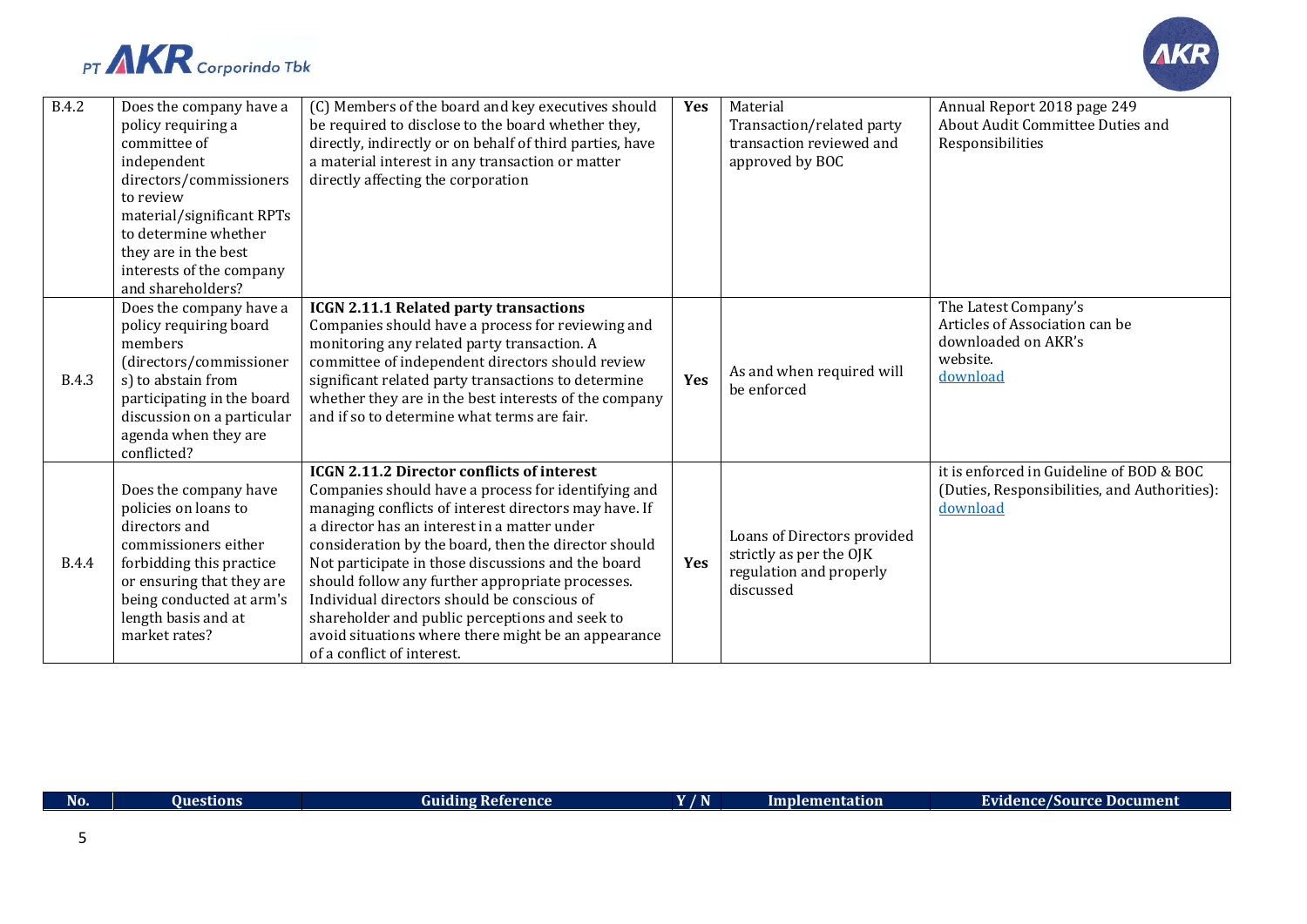| No. | Questions | Guiding Reference | Y / N | Implementation | Evidence/Source Document |
|---|---|---|---|---|---|
| B.4.2 | Does the company have a policy requiring a committee of independent directors/commissioners to review material/significant RPTs to determine whether they are in the best interests of the company and shareholders? | (C) Members of the board and key executives should be required to disclose to the board whether they, directly, indirectly or on behalf of third parties, have a material interest in any transaction or matter directly affecting the corporation | **Yes** | Material Transaction/related party transaction reviewed and approved by BOC | Annual Report 2018 page 249 About Audit Committee Duties and Responsibilities |
| B.4.3 | Does the company have a policy requiring board members (directors/commissioners) to abstain from participating in the board discussion on a particular agenda when they are conflicted? | **ICGN 2.11.1 Related party transactions** Companies should have a process for reviewing and monitoring any related party transaction. A committee of independent directors should review significant related party transactions to determine whether they are in the best interests of the company and if so to determine what terms are fair. | **Yes** | As and when required will be enforced | The Latest Company's Articles of Association can be downloaded on AKR's website. download |
| B.4.4 | Does the company have policies on loans to directors and commissioners either forbidding this practice or ensuring that they are being conducted at arm's length basis and at market rates? | **ICGN 2.11.2 Director conflicts of interest** Companies should have a process for identifying and managing conflicts of interest directors may have. If a director has an interest in a matter under consideration by the board, then the director should Not participate in those discussions and the board should follow any further appropriate processes. Individual directors should be conscious of shareholder and public perceptions and seek to avoid situations where there might be an appearance of a conflict of interest. | **Yes** | Loans of Directors provided strictly as per the OJK regulation and properly discussed | it is enforced in Guideline of BOD & BOC (Duties, Responsibilities, and Authorities): download |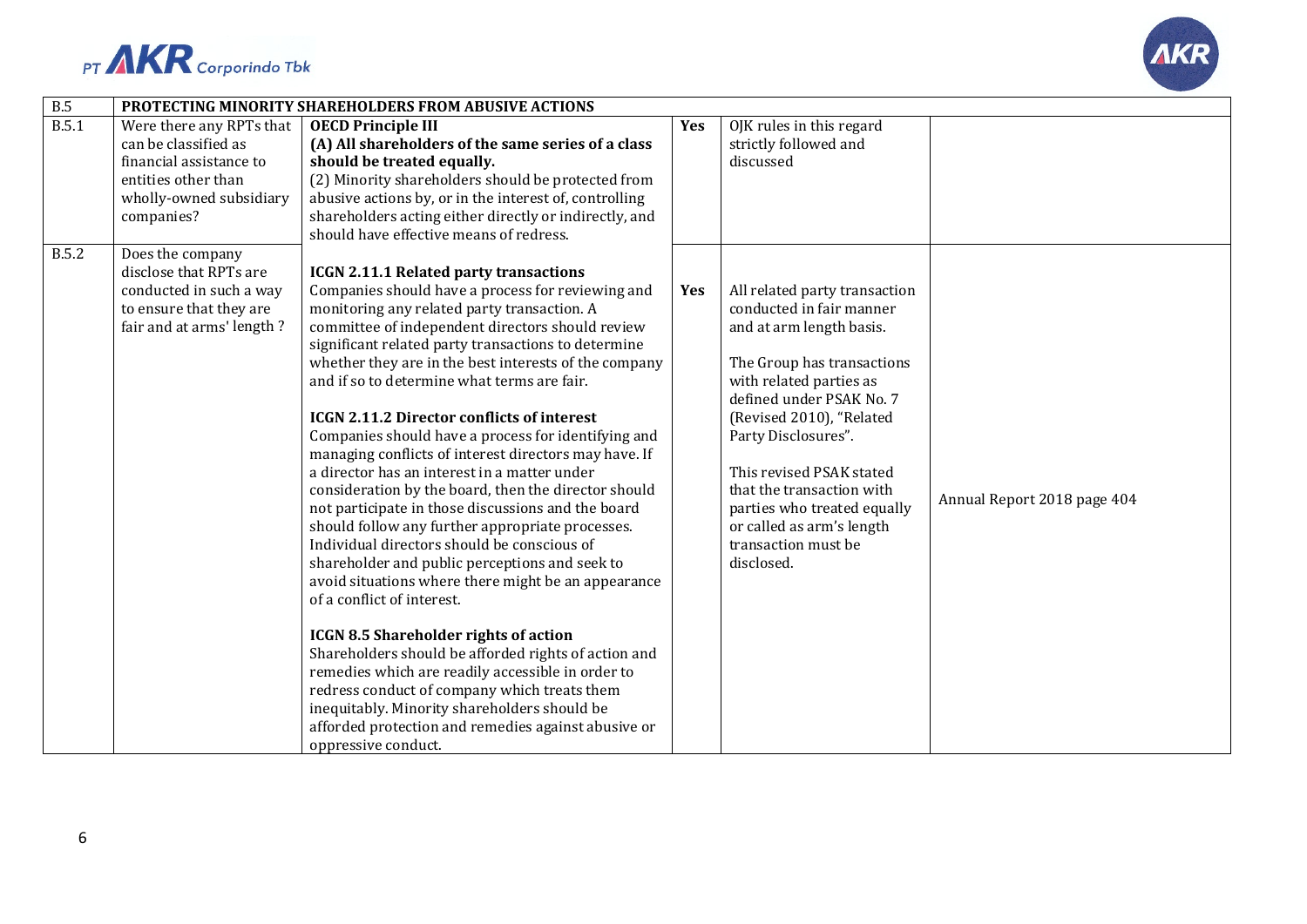| | | | | | |
|---|---|---|---|---|---|
| B.5 | **PROTECTING MINORITY SHAREHOLDERS FROM ABUSIVE ACTIONS** | | | | |
| B.5.1 | Were there any RPTs that can be classified as financial assistance to entities other than wholly-owned subsidiary companies? | **OECD Principle III**<br>**(A) All shareholders of the same series of a class should be treated equally.**<br>(2) Minority shareholders should be protected from abusive actions by, or in the interest of, controlling shareholders acting either directly or indirectly, and should have effective means of redress. | **Yes** | OJK rules in this regard strictly followed and discussed | |
| B.5.2 | Does the company disclose that RPTs are conducted in such a way to ensure that they are fair and at arms' length ? | **ICGN 2.11.1 Related party transactions**<br>Companies should have a process for reviewing and monitoring any related party transaction. A committee of independent directors should review significant related party transactions to determine whether they are in the best interests of the company and if so to determine what terms are fair.<br><br>**ICGN 2.11.2 Director conflicts of interest**<br>Companies should have a process for identifying and managing conflicts of interest directors may have. If a director has an interest in a matter under consideration by the board, then the director should not participate in those discussions and the board should follow any further appropriate processes. Individual directors should be conscious of shareholder and public perceptions and seek to avoid situations where there might be an appearance of a conflict of interest.<br><br>**ICGN 8.5 Shareholder rights of action**<br>Shareholders should be afforded rights of action and remedies which are readily accessible in order to redress conduct of company which treats them inequitably. Minority shareholders should be afforded protection and remedies against abusive or oppressive conduct. | **Yes** | All related party transaction conducted in fair manner and at arm length basis.<br><br>The Group has transactions with related parties as defined under PSAK No. 7 (Revised 2010), "Related Party Disclosures".<br><br>This revised PSAK stated that the transaction with parties who treated equally or called as arm's length transaction must be disclosed. | Annual Report 2018 page 404 |